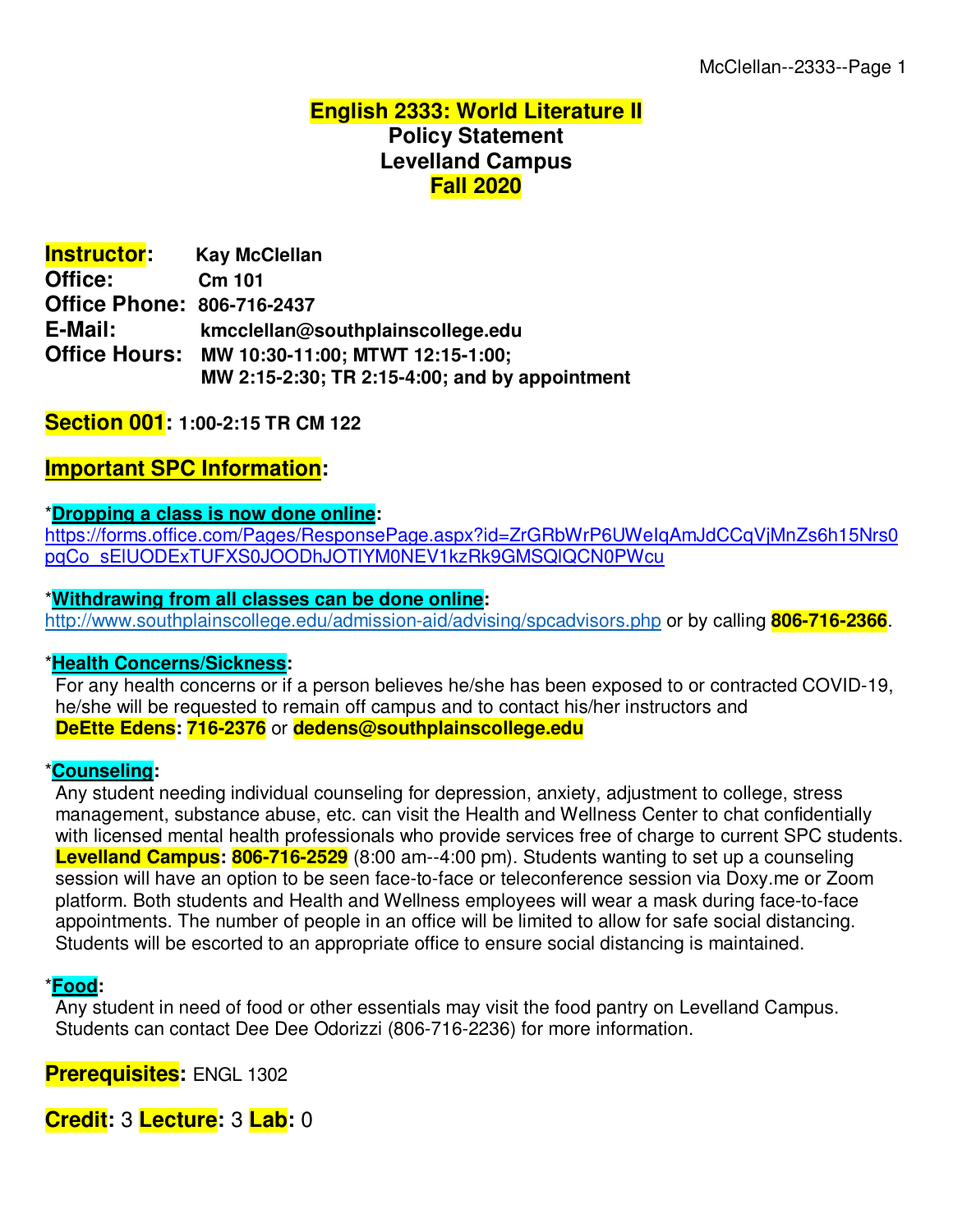# English 2333: World Literature II
## Policy Statement
## Levelland Campus
## Fall 2020

**Instructor:** Kay McClellan
**Office:** Cm 101
**Office Phone:** 806-716-2437
**E-Mail:** kmcclellan@southplainscollege.edu
**Office Hours:** MW 10:30-11:00; MTWT 12:15-1:00; MW 2:15-2:30; TR 2:15-4:00; and by appointment

**Section 001:** 1:00-2:15 TR CM 122

## Important SPC Information:

*__Dropping a class is now done online__:
https://forms.office.com/Pages/ResponsePage.aspx?id=ZrGRbWrP6UWeIqAmJdCCqVjMnZs6h15Nrs0pqCo_sElUODExTUFXS0JOODhJOTlYM0NEV1kzRk9GMSQlQCN0PWcu

*__Withdrawing from all classes can be done online__:
http://www.southplainscollege.edu/admission-aid/advising/spcadvisors.php or by calling **806-716-2366**.

*__Health Concerns/Sickness__:
For any health concerns or if a person believes he/she has been exposed to or contracted COVID-19, he/she will be requested to remain off campus and to contact his/her instructors and **DeEtte Edens**: **716-2376** or **dedens@southplainscollege.edu**

*__Counseling__:
Any student needing individual counseling for depression, anxiety, adjustment to college, stress management, substance abuse, etc. can visit the Health and Wellness Center to chat confidentially with licensed mental health professionals who provide services free of charge to current SPC students. **Levelland Campus**: **806-716-2529** (8:00 am--4:00 pm). Students wanting to set up a counseling session will have an option to be seen face-to-face or teleconference session via Doxy.me or Zoom platform. Both students and Health and Wellness employees will wear a mask during face-to-face appointments. The number of people in an office will be limited to allow for safe social distancing. Students will be escorted to an appropriate office to ensure social distancing is maintained.

*__Food__:
Any student in need of food or other essentials may visit the food pantry on Levelland Campus. Students can contact Dee Dee Odorizzi (806-716-2236) for more information.

**Prerequisites:** ENGL 1302

**Credit:** 3 **Lecture:** 3 **Lab:** 0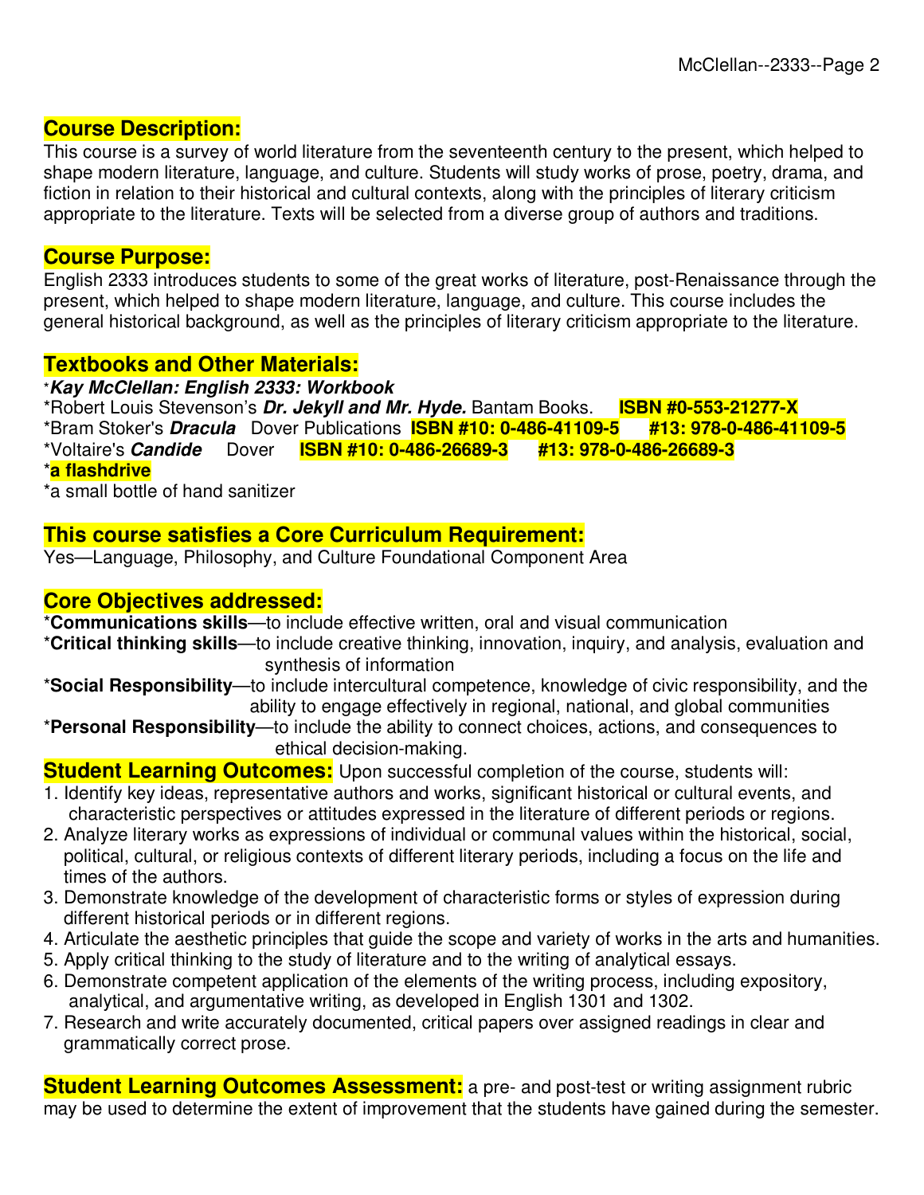## Course Description:

This course is a survey of world literature from the seventeenth century to the present, which helped to shape modern literature, language, and culture. Students will study works of prose, poetry, drama, and fiction in relation to their historical and cultural contexts, along with the principles of literary criticism appropriate to the literature. Texts will be selected from a diverse group of authors and traditions.

## Course Purpose:

English 2333 introduces students to some of the great works of literature, post-Renaissance through the present, which helped to shape modern literature, language, and culture. This course includes the general historical background, as well as the principles of literary criticism appropriate to the literature.

## Textbooks and Other Materials:

**\****Kay McClellan: English 2333: Workbook***

*Robert Louis Stevenson's ***Dr. Jekyll and Mr. Hyde.*** Bantam Books. **ISBN #0-553-21277-X**

*Bram Stoker's ***Dracula*** Dover Publications **ISBN #10: 0-486-41109-5 #13: 978-0-486-41109-5**

*Voltaire's ***Candide*** Dover **ISBN #10: 0-486-26689-3 #13: 978-0-486-26689-3**

***a flashdrive**

*a small bottle of hand sanitizer

## This course satisfies a Core Curriculum Requirement:

Yes—Language, Philosophy, and Culture Foundational Component Area

## Core Objectives addressed:

***Communications skills**—to include effective written, oral and visual communication

***Critical thinking skills**—to include creative thinking, innovation, inquiry, and analysis, evaluation and synthesis of information

***Social Responsibility**—to include intercultural competence, knowledge of civic responsibility, and the ability to engage effectively in regional, national, and global communities

***Personal Responsibility**—to include the ability to connect choices, actions, and consequences to ethical decision-making.

## Student Learning Outcomes:

Upon successful completion of the course, students will:

1. Identify key ideas, representative authors and works, significant historical or cultural events, and characteristic perspectives or attitudes expressed in the literature of different periods or regions.
2. Analyze literary works as expressions of individual or communal values within the historical, social, political, cultural, or religious contexts of different literary periods, including a focus on the life and times of the authors.
3. Demonstrate knowledge of the development of characteristic forms or styles of expression during different historical periods or in different regions.
4. Articulate the aesthetic principles that guide the scope and variety of works in the arts and humanities.
5. Apply critical thinking to the study of literature and to the writing of analytical essays.
6. Demonstrate competent application of the elements of the writing process, including expository, analytical, and argumentative writing, as developed in English 1301 and 1302.
7. Research and write accurately documented, critical papers over assigned readings in clear and grammatically correct prose.

## Student Learning Outcomes Assessment:

a pre- and post-test or writing assignment rubric may be used to determine the extent of improvement that the students have gained during the semester.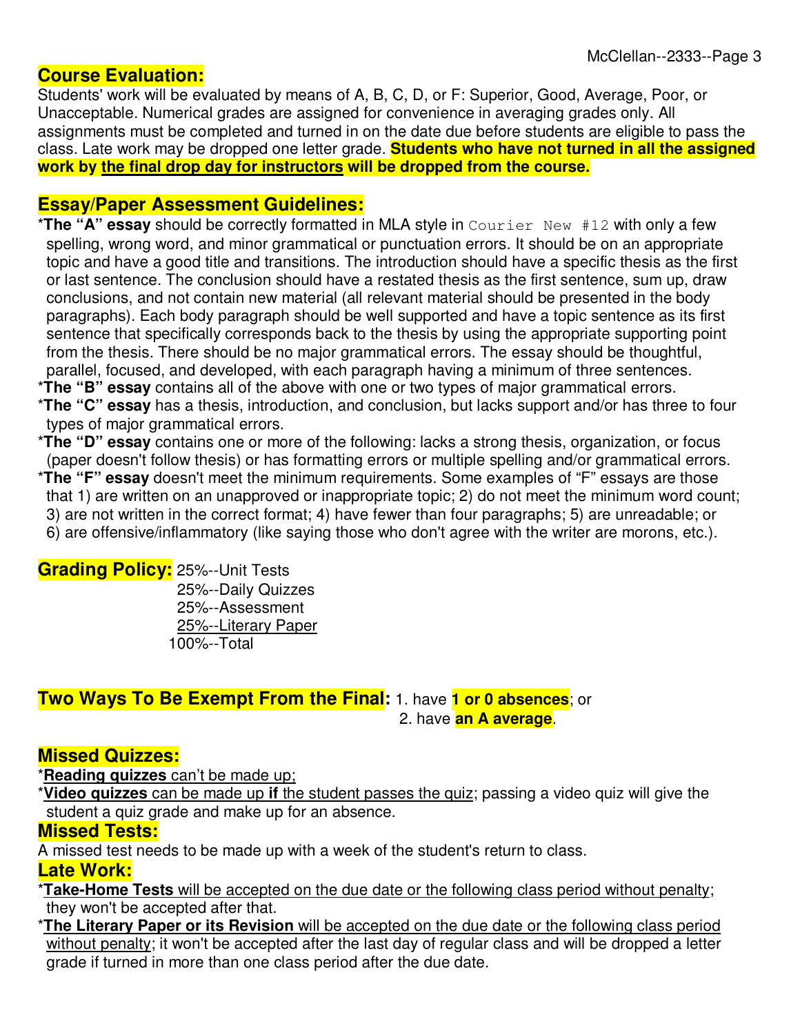## Course Evaluation:

Students' work will be evaluated by means of A, B, C, D, or F: Superior, Good, Average, Poor, or Unacceptable. Numerical grades are assigned for convenience in averaging grades only. All assignments must be completed and turned in on the date due before students are eligible to pass the class. Late work may be dropped one letter grade. **Students who have not turned in all the assigned work by <u>the final drop day for instructors</u> will be dropped from the course.**

## Essay/Paper Assessment Guidelines:

*__The "A" essay__ should be correctly formatted in MLA style in `Courier New #12` with only a few spelling, wrong word, and minor grammatical or punctuation errors. It should be on an appropriate topic and have a good title and transitions. The introduction should have a specific thesis as the first or last sentence. The conclusion should have a restated thesis as the first sentence, sum up, draw conclusions, and not contain new material (all relevant material should be presented in the body paragraphs). Each body paragraph should be well supported and have a topic sentence as its first sentence that specifically corresponds back to the thesis by using the appropriate supporting point from the thesis. There should be no major grammatical errors. The essay should be thoughtful, parallel, focused, and developed, with each paragraph having a minimum of three sentences.

*__The "B" essay__ contains all of the above with one or two types of major grammatical errors.

*__The "C" essay__ has a thesis, introduction, and conclusion, but lacks support and/or has three to four types of major grammatical errors.

*__The "D" essay__ contains one or more of the following: lacks a strong thesis, organization, or focus (paper doesn't follow thesis) or has formatting errors or multiple spelling and/or grammatical errors.

*__The "F" essay__ doesn't meet the minimum requirements. Some examples of "F" essays are those that 1) are written on an unapproved or inappropriate topic; 2) do not meet the minimum word count; 3) are not written in the correct format; 4) have fewer than four paragraphs; 5) are unreadable; or 6) are offensive/inflammatory (like saying those who don't agree with the writer are morons, etc.).

## Grading Policy:

25%--Unit Tests
25%--Daily Quizzes
25%--Assessment
<u>25%--Literary Paper</u>
100%--Total

## Two Ways To Be Exempt From the Final:

1. have **1 or 0 absences**; or
2. have **an A average**.

## Missed Quizzes:

*<u>**Reading quizzes** can't be made up;</u>

*<u>**Video quizzes** can be made up **if** the student passes the quiz</u>; passing a video quiz will give the student a quiz grade and make up for an absence.

## Missed Tests:

A missed test needs to be made up with a week of the student's return to class.

## Late Work:

*<u>**Take-Home Tests** will be accepted on the due date or the following class period without penalty</u>; they won't be accepted after that.

*<u>**The Literary Paper or its Revision** will be accepted on the due date or the following class period without penalty</u>; it won't be accepted after the last day of regular class and will be dropped a letter grade if turned in more than one class period after the due date.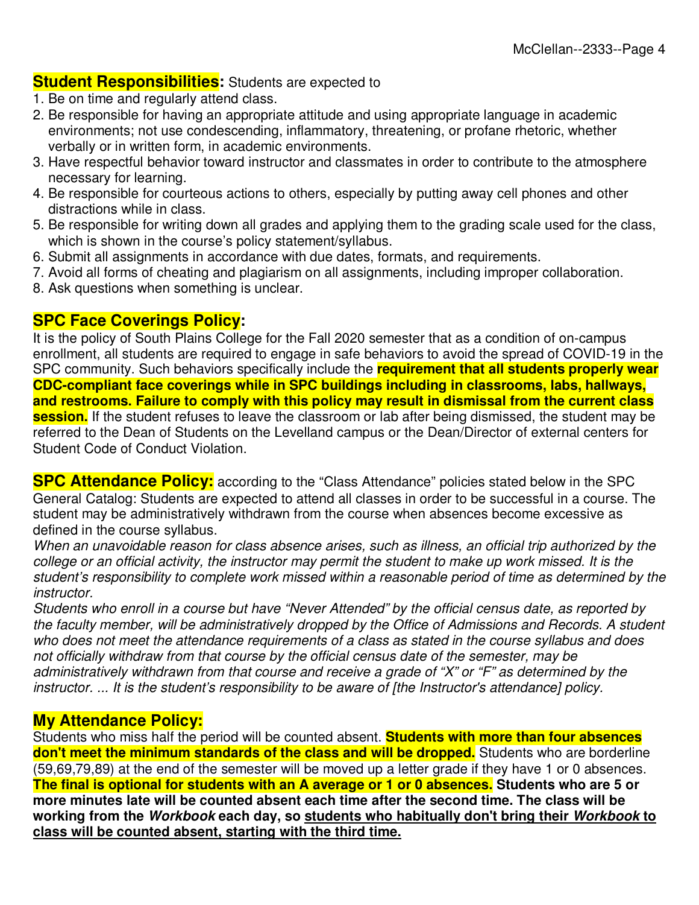**Student Responsibilities:** Students are expected to

1. Be on time and regularly attend class.
2. Be responsible for having an appropriate attitude and using appropriate language in academic environments; not use condescending, inflammatory, threatening, or profane rhetoric, whether verbally or in written form, in academic environments.
3. Have respectful behavior toward instructor and classmates in order to contribute to the atmosphere necessary for learning.
4. Be responsible for courteous actions to others, especially by putting away cell phones and other distractions while in class.
5. Be responsible for writing down all grades and applying them to the grading scale used for the class, which is shown in the course's policy statement/syllabus.
6. Submit all assignments in accordance with due dates, formats, and requirements.
7. Avoid all forms of cheating and plagiarism on all assignments, including improper collaboration.
8. Ask questions when something is unclear.

## SPC Face Coverings Policy:

It is the policy of South Plains College for the Fall 2020 semester that as a condition of on-campus enrollment, all students are required to engage in safe behaviors to avoid the spread of COVID-19 in the SPC community. Such behaviors specifically include the **requirement that all students properly wear CDC-compliant face coverings while in SPC buildings including in classrooms, labs, hallways, and restrooms. Failure to comply with this policy may result in dismissal from the current class session.** If the student refuses to leave the classroom or lab after being dismissed, the student may be referred to the Dean of Students on the Levelland campus or the Dean/Director of external centers for Student Code of Conduct Violation.

**SPC Attendance Policy:** according to the "Class Attendance" policies stated below in the SPC General Catalog: Students are expected to attend all classes in order to be successful in a course. The student may be administratively withdrawn from the course when absences become excessive as defined in the course syllabus.

*When an unavoidable reason for class absence arises, such as illness, an official trip authorized by the college or an official activity, the instructor may permit the student to make up work missed. It is the student's responsibility to complete work missed within a reasonable period of time as determined by the instructor.*

*Students who enroll in a course but have "Never Attended" by the official census date, as reported by the faculty member, will be administratively dropped by the Office of Admissions and Records. A student who does not meet the attendance requirements of a class as stated in the course syllabus and does not officially withdraw from that course by the official census date of the semester, may be administratively withdrawn from that course and receive a grade of "X" or "F" as determined by the instructor. ... It is the student's responsibility to be aware of [the Instructor's attendance] policy.*

## My Attendance Policy:

Students who miss half the period will be counted absent. **Students with more than four absences don't meet the minimum standards of the class and will be dropped.** Students who are borderline (59,69,79,89) at the end of the semester will be moved up a letter grade if they have 1 or 0 absences. **The final is optional for students with an A average or 1 or 0 absences. Students who are 5 or more minutes late will be counted absent each time after the second time. The class will be working from the *Workbook* each day, so <u>students who habitually don't bring their *Workbook* to class will be counted absent, starting with the third time.</u>**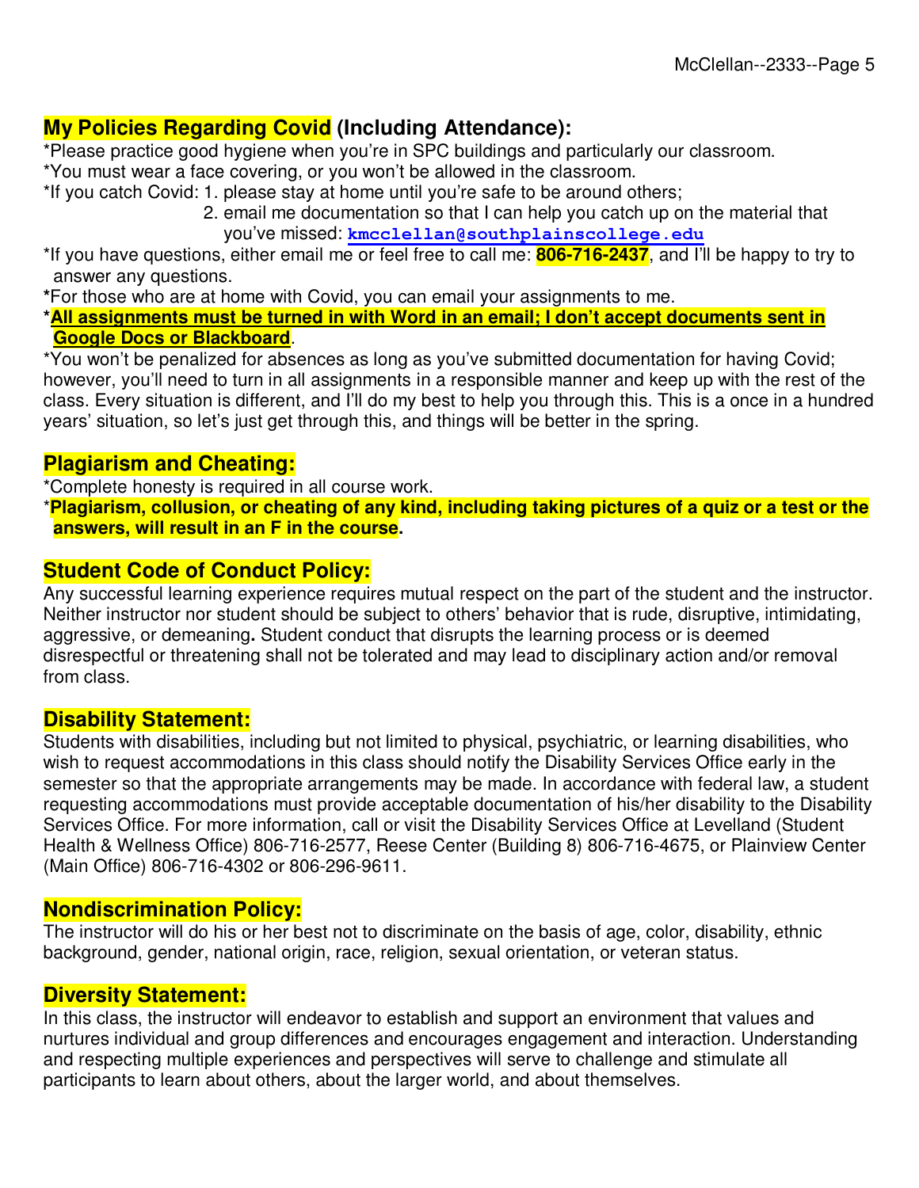## My Policies Regarding Covid (Including Attendance):

*Please practice good hygiene when you're in SPC buildings and particularly our classroom.
*You must wear a face covering, or you won't be allowed in the classroom.
*If you catch Covid: 1. please stay at home until you're safe to be around others;
2. email me documentation so that I can help you catch up on the material that you've missed: kmcclellan@southplainscollege.edu
*If you have questions, either email me or feel free to call me: **806-716-2437**, and I'll be happy to try to answer any questions.
*For those who are at home with Covid, you can email your assignments to me.
***All assignments must be turned in with Word in an email; I don't accept documents sent in Google Docs or Blackboard**.
*You won't be penalized for absences as long as you've submitted documentation for having Covid; however, you'll need to turn in all assignments in a responsible manner and keep up with the rest of the class. Every situation is different, and I'll do my best to help you through this. This is a once in a hundred years' situation, so let's just get through this, and things will be better in the spring.

## Plagiarism and Cheating:

*Complete honesty is required in all course work.
***Plagiarism, collusion, or cheating of any kind, including taking pictures of a quiz or a test or the answers, will result in an F in the course.**

## Student Code of Conduct Policy:

Any successful learning experience requires mutual respect on the part of the student and the instructor. Neither instructor nor student should be subject to others' behavior that is rude, disruptive, intimidating, aggressive, or demeaning. Student conduct that disrupts the learning process or is deemed disrespectful or threatening shall not be tolerated and may lead to disciplinary action and/or removal from class.

## Disability Statement:

Students with disabilities, including but not limited to physical, psychiatric, or learning disabilities, who wish to request accommodations in this class should notify the Disability Services Office early in the semester so that the appropriate arrangements may be made. In accordance with federal law, a student requesting accommodations must provide acceptable documentation of his/her disability to the Disability Services Office. For more information, call or visit the Disability Services Office at Levelland (Student Health & Wellness Office) 806-716-2577, Reese Center (Building 8) 806-716-4675, or Plainview Center (Main Office) 806-716-4302 or 806-296-9611.

## Nondiscrimination Policy:

The instructor will do his or her best not to discriminate on the basis of age, color, disability, ethnic background, gender, national origin, race, religion, sexual orientation, or veteran status.

## Diversity Statement:

In this class, the instructor will endeavor to establish and support an environment that values and nurtures individual and group differences and encourages engagement and interaction. Understanding and respecting multiple experiences and perspectives will serve to challenge and stimulate all participants to learn about others, about the larger world, and about themselves.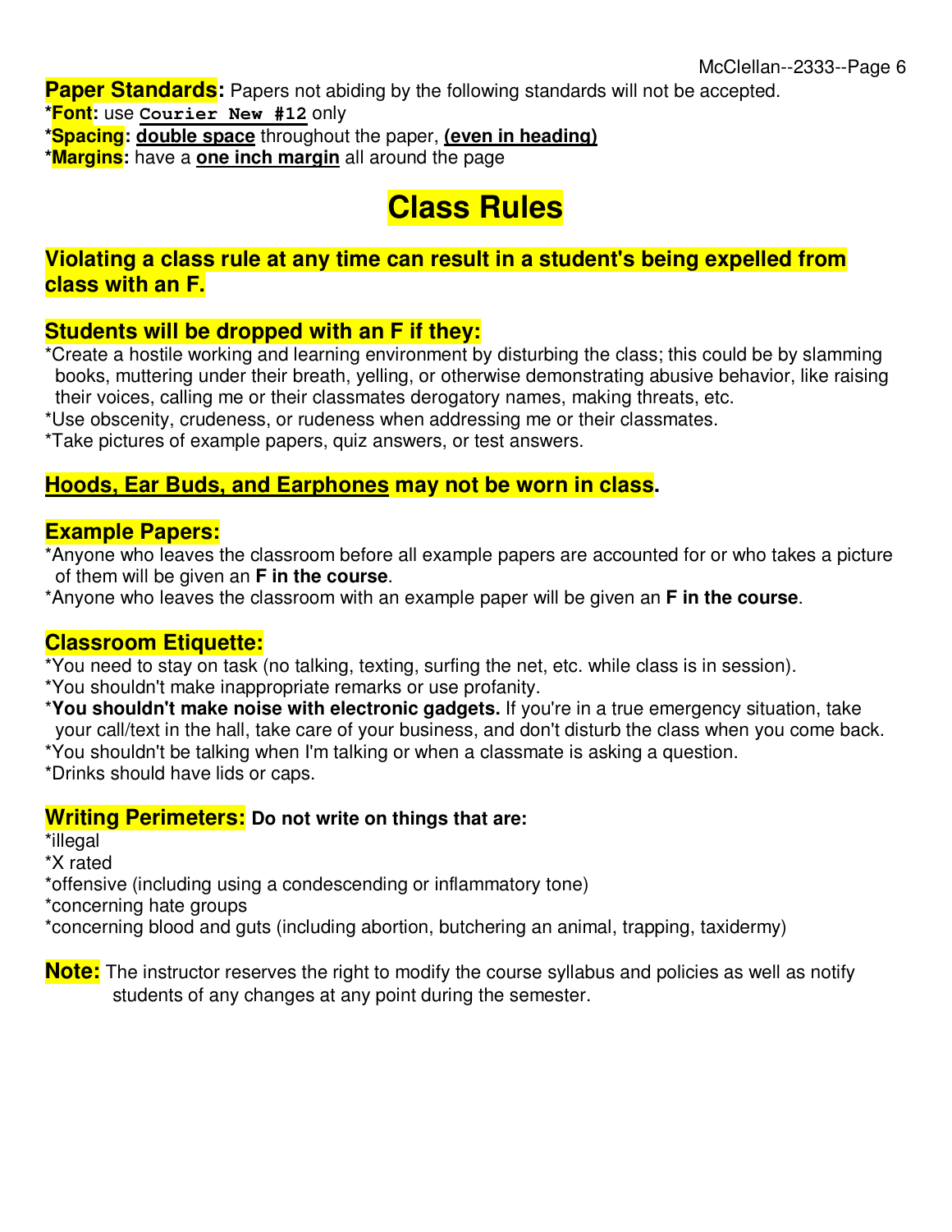**Paper Standards:** Papers not abiding by the following standards will not be accepted.

***Font:** use **`Courier New #12`** only

***Spacing: double space** throughout the paper, **(even in heading)**

***Margins:** have a **one inch margin** all around the page

# Class Rules

### Violating a class rule at any time can result in a student's being expelled from class with an F.

### Students will be dropped with an F if they:

*Create a hostile working and learning environment by disturbing the class; this could be by slamming books, muttering under their breath, yelling, or otherwise demonstrating abusive behavior, like raising their voices, calling me or their classmates derogatory names, making threats, etc.

*Use obscenity, crudeness, or rudeness when addressing me or their classmates.

*Take pictures of example papers, quiz answers, or test answers.

### Hoods, Ear Buds, and Earphones may not be worn in class.

### Example Papers:

*Anyone who leaves the classroom before all example papers are accounted for or who takes a picture of them will be given an **F in the course**.

*Anyone who leaves the classroom with an example paper will be given an **F in the course**.

### Classroom Etiquette:

*You need to stay on task (no talking, texting, surfing the net, etc. while class is in session).

*You shouldn't make inappropriate remarks or use profanity.

***You shouldn't make noise with electronic gadgets.** If you're in a true emergency situation, take your call/text in the hall, take care of your business, and don't disturb the class when you come back.

*You shouldn't be talking when I'm talking or when a classmate is asking a question.

*Drinks should have lids or caps.

### Writing Perimeters: Do not write on things that are:

*illegal

*X rated

*offensive (including using a condescending or inflammatory tone)

*concerning hate groups

*concerning blood and guts (including abortion, butchering an animal, trapping, taxidermy)

**Note:** The instructor reserves the right to modify the course syllabus and policies as well as notify students of any changes at any point during the semester.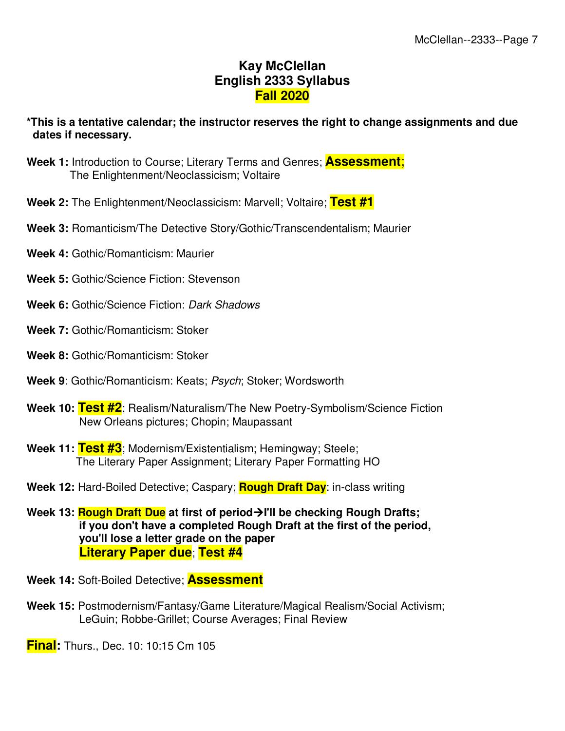# Kay McClellan
# English 2333 Syllabus
# Fall 2020

**\*This is a tentative calendar; the instructor reserves the right to change assignments and due dates if necessary.**

**Week 1:** Introduction to Course; Literary Terms and Genres; **Assessment**; The Enlightenment/Neoclassicism; Voltaire

**Week 2:** The Enlightenment/Neoclassicism: Marvell; Voltaire; **Test #1**

**Week 3:** Romanticism/The Detective Story/Gothic/Transcendentalism; Maurier

**Week 4:** Gothic/Romanticism: Maurier

**Week 5:** Gothic/Science Fiction: Stevenson

**Week 6:** Gothic/Science Fiction: *Dark Shadows*

**Week 7:** Gothic/Romanticism: Stoker

**Week 8:** Gothic/Romanticism: Stoker

**Week 9**: Gothic/Romanticism: Keats; *Psych*; Stoker; Wordsworth

**Week 10:** **Test #2**; Realism/Naturalism/The New Poetry-Symbolism/Science Fiction New Orleans pictures; Chopin; Maupassant

**Week 11:** **Test #3**; Modernism/Existentialism; Hemingway; Steele; The Literary Paper Assignment; Literary Paper Formatting HO

**Week 12:** Hard-Boiled Detective; Caspary; **Rough Draft Day**: in-class writing

**Week 13:** **Rough Draft Due at first of period→I'll be checking Rough Drafts; if you don't have a completed Rough Draft at the first of the period, you'll lose a letter grade on the paper**
**Literary Paper due**; **Test #4**

**Week 14:** Soft-Boiled Detective; **Assessment**

**Week 15:** Postmodernism/Fantasy/Game Literature/Magical Realism/Social Activism; LeGuin; Robbe-Grillet; Course Averages; Final Review

**Final:** Thurs., Dec. 10: 10:15 Cm 105